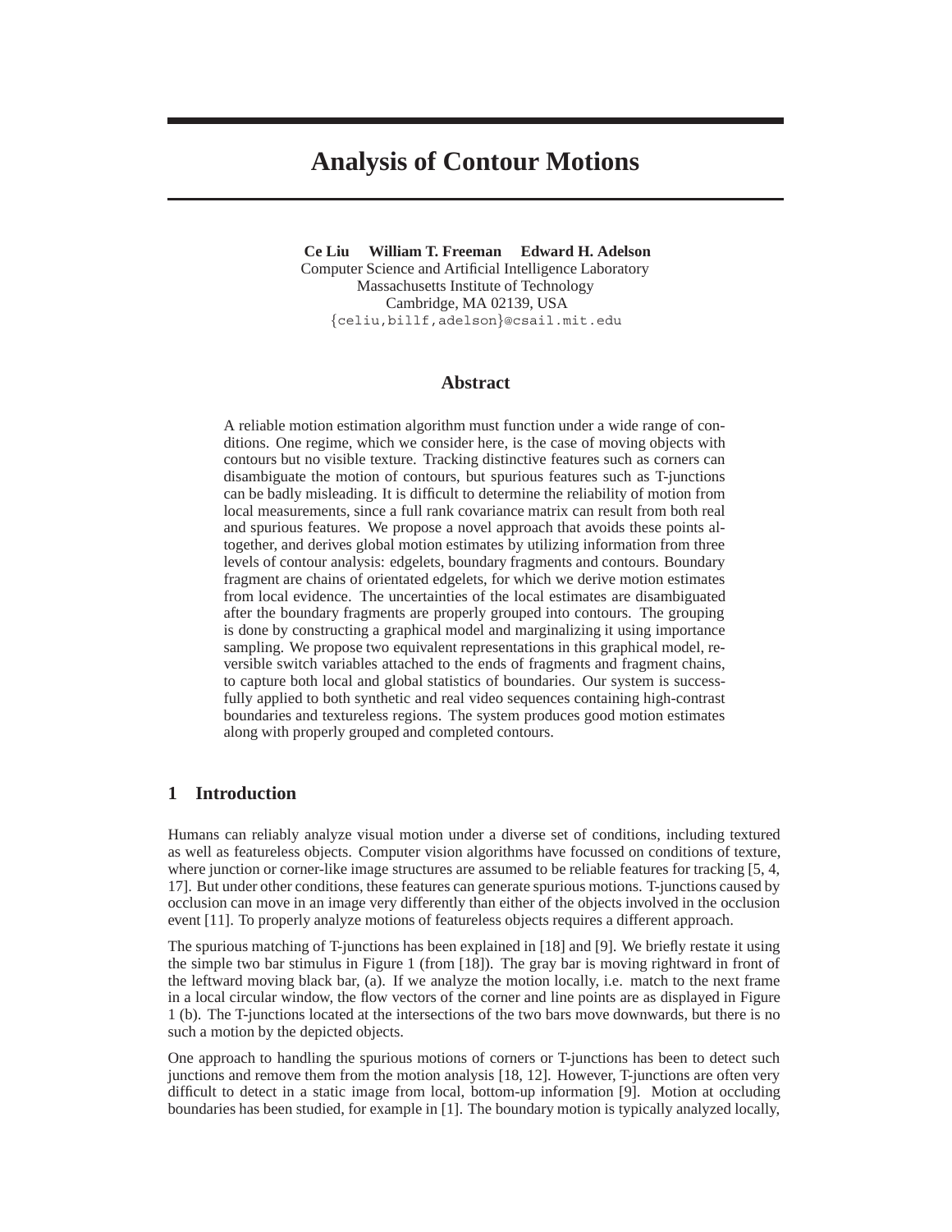# Analysis of Contour Motions

**Ce Liu William T. Freeman Edward H. Adelson**
Computer Science and Artificial Intelligence Laboratory
Massachusetts Institute of Technology
Cambridge, MA 02139, USA
{celiu,billf,adelson}@csail.mit.edu

## Abstract

A reliable motion estimation algorithm must function under a wide range of conditions. One regime, which we consider here, is the case of moving objects with contours but no visible texture. Tracking distinctive features such as corners can disambiguate the motion of contours, but spurious features such as T-junctions can be badly misleading. It is difficult to determine the reliability of motion from local measurements, since a full rank covariance matrix can result from both real and spurious features. We propose a novel approach that avoids these points altogether, and derives global motion estimates by utilizing information from three levels of contour analysis: edgelets, boundary fragments and contours. Boundary fragment are chains of orientated edgelets, for which we derive motion estimates from local evidence. The uncertainties of the local estimates are disambiguated after the boundary fragments are properly grouped into contours. The grouping is done by constructing a graphical model and marginalizing it using importance sampling. We propose two equivalent representations in this graphical model, reversible switch variables attached to the ends of fragments and fragment chains, to capture both local and global statistics of boundaries. Our system is successfully applied to both synthetic and real video sequences containing high-contrast boundaries and textureless regions. The system produces good motion estimates along with properly grouped and completed contours.

## 1 Introduction

Humans can reliably analyze visual motion under a diverse set of conditions, including textured as well as featureless objects. Computer vision algorithms have focussed on conditions of texture, where junction or corner-like image structures are assumed to be reliable features for tracking [5, 4, 17]. But under other conditions, these features can generate spurious motions. T-junctions caused by occlusion can move in an image very differently than either of the objects involved in the occlusion event [11]. To properly analyze motions of featureless objects requires a different approach.

The spurious matching of T-junctions has been explained in [18] and [9]. We briefly restate it using the simple two bar stimulus in Figure 1 (from [18]). The gray bar is moving rightward in front of the leftward moving black bar, (a). If we analyze the motion locally, i.e. match to the next frame in a local circular window, the flow vectors of the corner and line points are as displayed in Figure 1 (b). The T-junctions located at the intersections of the two bars move downwards, but there is no such a motion by the depicted objects.

One approach to handling the spurious motions of corners or T-junctions has been to detect such junctions and remove them from the motion analysis [18, 12]. However, T-junctions are often very difficult to detect in a static image from local, bottom-up information [9]. Motion at occluding boundaries has been studied, for example in [1]. The boundary motion is typically analyzed locally,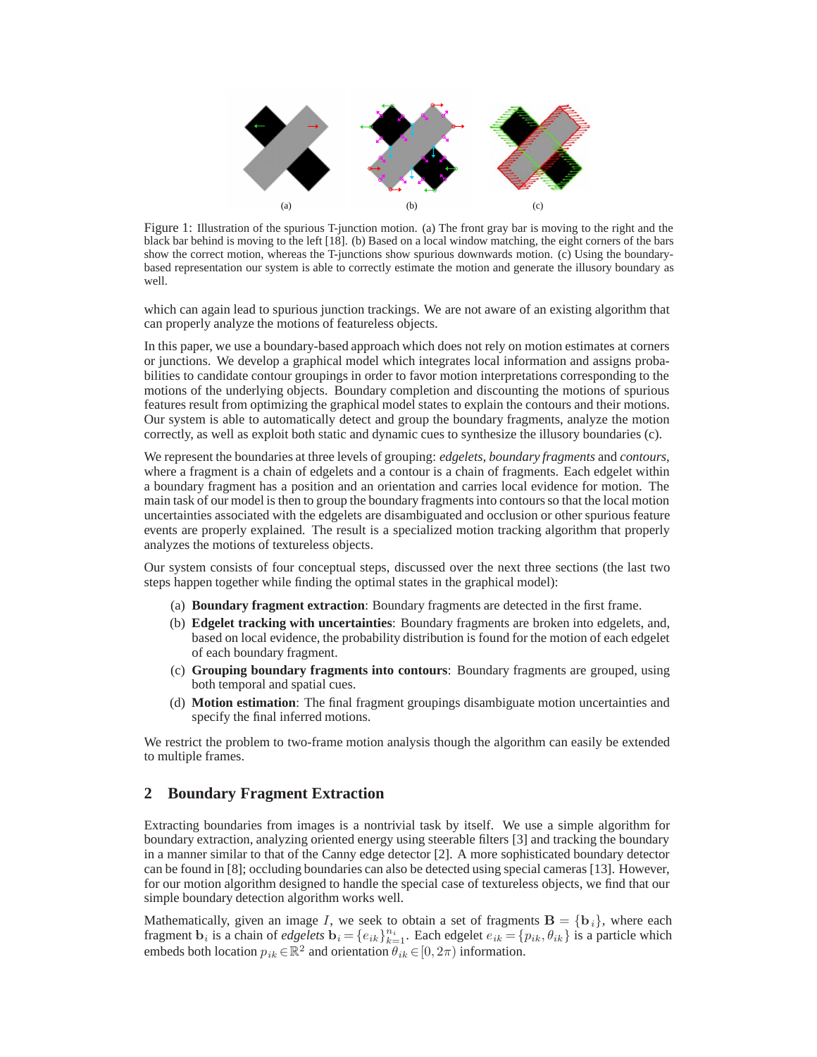(a) (b) (c)

Figure 1: Illustration of the spurious T-junction motion. (a) The front gray bar is moving to the right and the black bar behind is moving to the left [18]. (b) Based on a local window matching, the eight corners of the bars show the correct motion, whereas the T-junctions show spurious downwards motion. (c) Using the boundary-based representation our system is able to correctly estimate the motion and generate the illusory boundary as well.

which can again lead to spurious junction trackings. We are not aware of an existing algorithm that can properly analyze the motions of featureless objects.

In this paper, we use a boundary-based approach which does not rely on motion estimates at corners or junctions. We develop a graphical model which integrates local information and assigns probabilities to candidate contour groupings in order to favor motion interpretations corresponding to the motions of the underlying objects. Boundary completion and discounting the motions of spurious features result from optimizing the graphical model states to explain the contours and their motions. Our system is able to automatically detect and group the boundary fragments, analyze the motion correctly, as well as exploit both static and dynamic cues to synthesize the illusory boundaries (c).

We represent the boundaries at three levels of grouping: *edgelets*, *boundary fragments* and *contours*, where a fragment is a chain of edgelets and a contour is a chain of fragments. Each edgelet within a boundary fragment has a position and an orientation and carries local evidence for motion. The main task of our model is then to group the boundary fragments into contours so that the local motion uncertainties associated with the edgelets are disambiguated and occlusion or other spurious feature events are properly explained. The result is a specialized motion tracking algorithm that properly analyzes the motions of textureless objects.

Our system consists of four conceptual steps, discussed over the next three sections (the last two steps happen together while finding the optimal states in the graphical model):

(a) **Boundary fragment extraction**: Boundary fragments are detected in the first frame.

(b) **Edgelet tracking with uncertainties**: Boundary fragments are broken into edgelets, and, based on local evidence, the probability distribution is found for the motion of each edgelet of each boundary fragment.

(c) **Grouping boundary fragments into contours**: Boundary fragments are grouped, using both temporal and spatial cues.

(d) **Motion estimation**: The final fragment groupings disambiguate motion uncertainties and specify the final inferred motions.

We restrict the problem to two-frame motion analysis though the algorithm can easily be extended to multiple frames.

## 2 Boundary Fragment Extraction

Extracting boundaries from images is a nontrivial task by itself. We use a simple algorithm for boundary extraction, analyzing oriented energy using steerable filters [3] and tracking the boundary in a manner similar to that of the Canny edge detector [2]. A more sophisticated boundary detector can be found in [8]; occluding boundaries can also be detected using special cameras [13]. However, for our motion algorithm designed to handle the special case of textureless objects, we find that our simple boundary detection algorithm works well.

Mathematically, given an image $I$, we seek to obtain a set of fragments $\mathbf{B} = \{\mathbf{b}_i\}$, where each fragment $\mathbf{b}_i$ is a chain of *edgelets* $\mathbf{b}_i = \{e_{ik}\}_{k=1}^{n_i}$. Each edgelet $e_{ik} = \{p_{ik}, \theta_{ik}\}$ is a particle which embeds both location $p_{ik} \in \mathbb{R}^2$ and orientation $\theta_{ik} \in [0, 2\pi)$ information.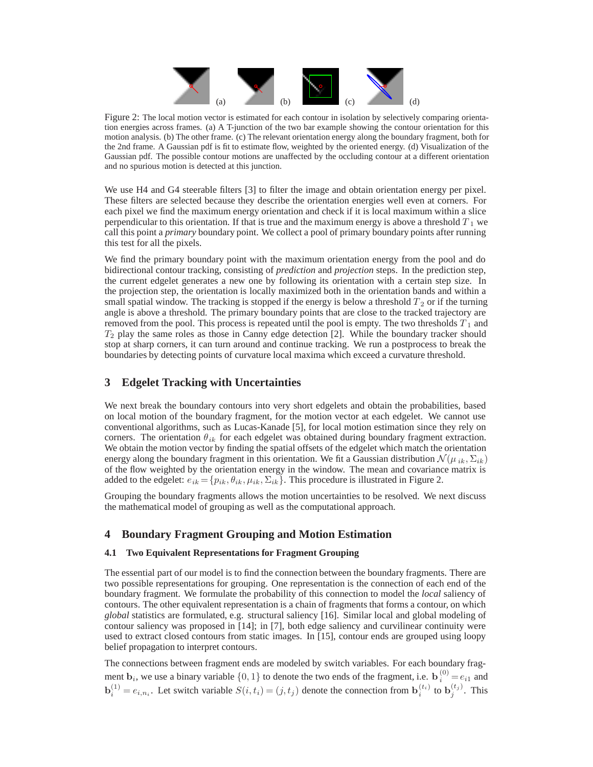(a) (b) (c) (d)

Figure 2: The local motion vector is estimated for each contour in isolation by selectively comparing orientation energies across frames. (a) A T-junction of the two bar example showing the contour orientation for this motion analysis. (b) The other frame. (c) The relevant orientation energy along the boundary fragment, both for the 2nd frame. A Gaussian pdf is fit to estimate flow, weighted by the oriented energy. (d) Visualization of the Gaussian pdf. The possible contour motions are unaffected by the occluding contour at a different orientation and no spurious motion is detected at this junction.

We use H4 and G4 steerable filters [3] to filter the image and obtain orientation energy per pixel. These filters are selected because they describe the orientation energies well even at corners. For each pixel we find the maximum energy orientation and check if it is local maximum within a slice perpendicular to this orientation. If that is true and the maximum energy is above a threshold $T_1$ we call this point a *primary* boundary point. We collect a pool of primary boundary points after running this test for all the pixels.

We find the primary boundary point with the maximum orientation energy from the pool and do bidirectional contour tracking, consisting of *prediction* and *projection* steps. In the prediction step, the current edgelet generates a new one by following its orientation with a certain step size. In the projection step, the orientation is locally maximized both in the orientation bands and within a small spatial window. The tracking is stopped if the energy is below a threshold $T_2$ or if the turning angle is above a threshold. The primary boundary points that are close to the tracked trajectory are removed from the pool. This process is repeated until the pool is empty. The two thresholds $T_1$ and $T_2$ play the same roles as those in Canny edge detection [2]. While the boundary tracker should stop at sharp corners, it can turn around and continue tracking. We run a postprocess to break the boundaries by detecting points of curvature local maxima which exceed a curvature threshold.

## 3 Edgelet Tracking with Uncertainties

We next break the boundary contours into very short edgelets and obtain the probabilities, based on local motion of the boundary fragment, for the motion vector at each edgelet. We cannot use conventional algorithms, such as Lucas-Kanade [5], for local motion estimation since they rely on corners. The orientation $\theta_{ik}$ for each edgelet was obtained during boundary fragment extraction. We obtain the motion vector by finding the spatial offsets of the edgelet which match the orientation energy along the boundary fragment in this orientation. We fit a Gaussian distribution $\mathcal{N}(\mu_{ik}, \Sigma_{ik})$ of the flow weighted by the orientation energy in the window. The mean and covariance matrix is added to the edgelet: $e_{ik} = \{p_{ik}, \theta_{ik}, \mu_{ik}, \Sigma_{ik}\}$. This procedure is illustrated in Figure 2.

Grouping the boundary fragments allows the motion uncertainties to be resolved. We next discuss the mathematical model of grouping as well as the computational approach.

## 4 Boundary Fragment Grouping and Motion Estimation

### 4.1 Two Equivalent Representations for Fragment Grouping

The essential part of our model is to find the connection between the boundary fragments. There are two possible representations for grouping. One representation is the connection of each end of the boundary fragment. We formulate the probability of this connection to model the *local* saliency of contours. The other equivalent representation is a chain of fragments that forms a contour, on which *global* statistics are formulated, e.g. structural saliency [16]. Similar local and global modeling of contour saliency was proposed in [14]; in [7], both edge saliency and curvilinear continuity were used to extract closed contours from static images. In [15], contour ends are grouped using loopy belief propagation to interpret contours.

The connections between fragment ends are modeled by switch variables. For each boundary fragment $\mathbf{b}_i$, we use a binary variable $\{0, 1\}$ to denote the two ends of the fragment, i.e. $\mathbf{b}_i^{(0)} = e_{i1}$ and $\mathbf{b}_i^{(1)} = e_{i,n_i}$. Let switch variable $S(i, t_i) = (j, t_j)$ denote the connection from $\mathbf{b}_i^{(t_i)}$ to $\mathbf{b}_j^{(t_j)}$. This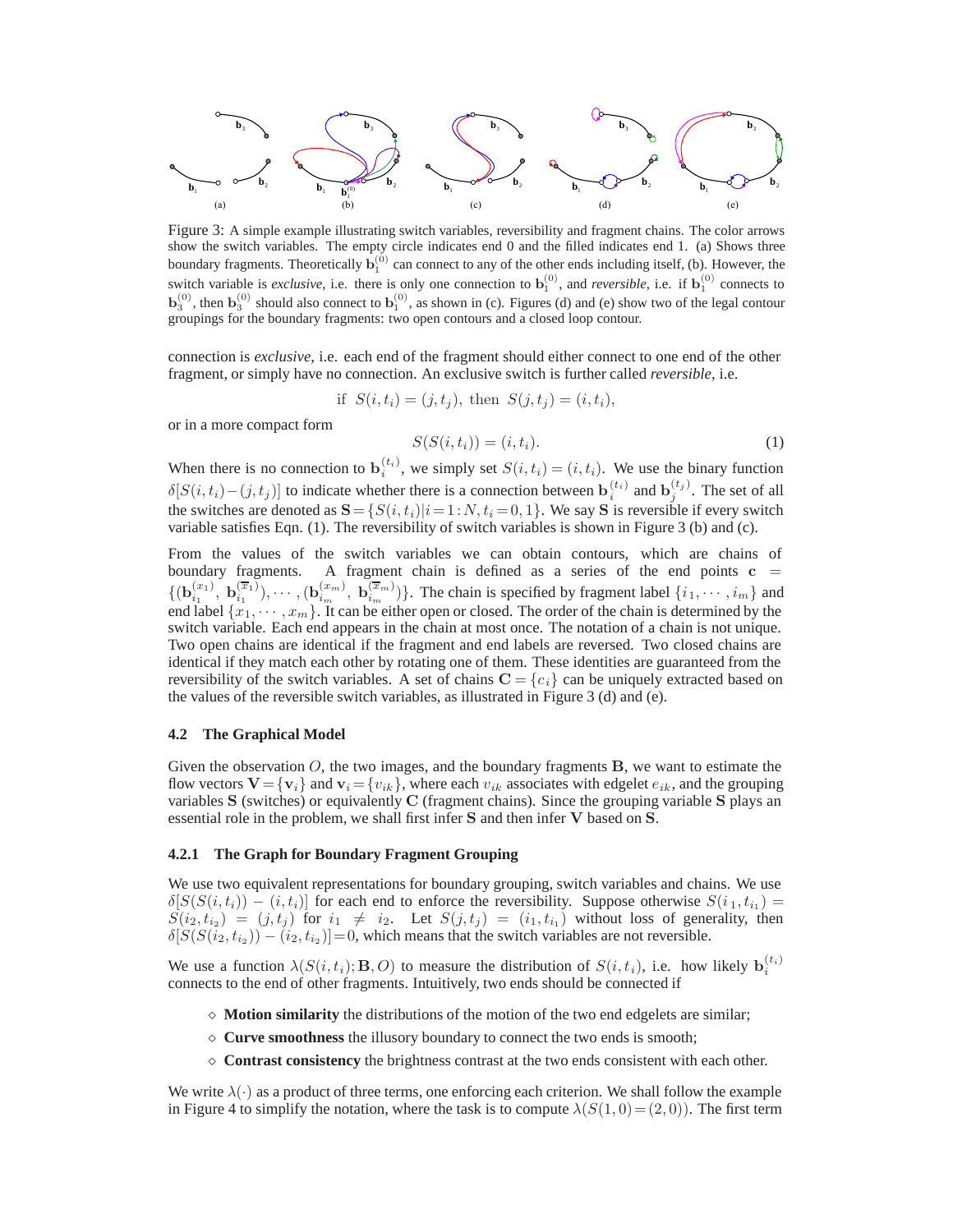Figure 3: A simple example illustrating switch variables, reversibility and fragment chains. The color arrows show the switch variables. The empty circle indicates end 0 and the filled indicates end 1. (a) Shows three boundary fragments. Theoretically $\mathbf{b}_1^{(0)}$ can connect to any of the other ends including itself, (b). However, the switch variable is *exclusive*, i.e. there is only one connection to $\mathbf{b}_1^{(0)}$, and *reversible*, i.e. if $\mathbf{b}_1^{(0)}$ connects to $\mathbf{b}_3^{(0)}$, then $\mathbf{b}_3^{(0)}$ should also connect to $\mathbf{b}_1^{(0)}$, as shown in (c). Figures (d) and (e) show two of the legal contour groupings for the boundary fragments: two open contours and a closed loop contour.

connection is *exclusive*, i.e. each end of the fragment should either connect to one end of the other fragment, or simply have no connection. An exclusive switch is further called *reversible*, i.e.

$$\text{if } \; S(i,t_i) = (j,t_j), \; \text{then } \; S(j,t_j) = (i,t_i),$$

or in a more compact form

$$S(S(i,t_i)) = (i,t_i). \tag{1}$$

When there is no connection to $\mathbf{b}_i^{(t_i)}$, we simply set $S(i,t_i) = (i,t_i)$. We use the binary function $\delta[S(i,t_i)-(j,t_j)]$ to indicate whether there is a connection between $\mathbf{b}_i^{(t_i)}$ and $\mathbf{b}_j^{(t_j)}$. The set of all the switches are denoted as $\mathbf{S} = \{S(i,t_i)|i=1:N, t_i=0,1\}$. We say $\mathbf{S}$ is reversible if every switch variable satisfies Eqn. (1). The reversibility of switch variables is shown in Figure 3 (b) and (c).

From the values of the switch variables we can obtain contours, which are chains of boundary fragments. A fragment chain is defined as a series of the end points $\mathbf{c} = \{(\mathbf{b}_{i_1}^{(x_1)}, \mathbf{b}_{i_1}^{(\overline{x}_1)}), \cdots, (\mathbf{b}_{i_m}^{(x_m)}, \mathbf{b}_{i_m}^{(\overline{x}_m)})\}$. The chain is specified by fragment label $\{i_1, \cdots, i_m\}$ and end label $\{x_1, \cdots, x_m\}$. It can be either open or closed. The order of the chain is determined by the switch variable. Each end appears in the chain at most once. The notation of a chain is not unique. Two open chains are identical if the fragment and end labels are reversed. Two closed chains are identical if they match each other by rotating one of them. These identities are guaranteed from the reversibility of the switch variables. A set of chains $\mathbf{C} = \{c_i\}$ can be uniquely extracted based on the values of the reversible switch variables, as illustrated in Figure 3 (d) and (e).

### 4.2 The Graphical Model

Given the observation $O$, the two images, and the boundary fragments $\mathbf{B}$, we want to estimate the flow vectors $\mathbf{V} = \{\mathbf{v}_i\}$ and $\mathbf{v}_i = \{v_{ik}\}$, where each $v_{ik}$ associates with edgelet $e_{ik}$, and the grouping variables $\mathbf{S}$ (switches) or equivalently $\mathbf{C}$ (fragment chains). Since the grouping variable $\mathbf{S}$ plays an essential role in the problem, we shall first infer $\mathbf{S}$ and then infer $\mathbf{V}$ based on $\mathbf{S}$.

#### 4.2.1 The Graph for Boundary Fragment Grouping

We use two equivalent representations for boundary grouping, switch variables and chains. We use $\delta[S(S(i,t_i)) - (i,t_i)]$ for each end to enforce the reversibility. Suppose otherwise $S(i_1,t_{i_1}) = S(i_2,t_{i_2}) = (j,t_j)$ for $i_1 \neq i_2$. Let $S(j,t_j) = (i_1,t_{i_1})$ without loss of generality, then $\delta[S(S(i_2,t_{i_2})) - (i_2,t_{i_2})] = 0$, which means that the switch variables are not reversible.

We use a function $\lambda(S(i,t_i); \mathbf{B}, O)$ to measure the distribution of $S(i,t_i)$, i.e. how likely $\mathbf{b}_i^{(t_i)}$ connects to the end of other fragments. Intuitively, two ends should be connected if

- **Motion similarity** the distributions of the motion of the two end edgelets are similar;
- **Curve smoothness** the illusory boundary to connect the two ends is smooth;
- **Contrast consistency** the brightness contrast at the two ends consistent with each other.

We write $\lambda(\cdot)$ as a product of three terms, one enforcing each criterion. We shall follow the example in Figure 4 to simplify the notation, where the task is to compute $\lambda(S(1,0) = (2,0))$. The first term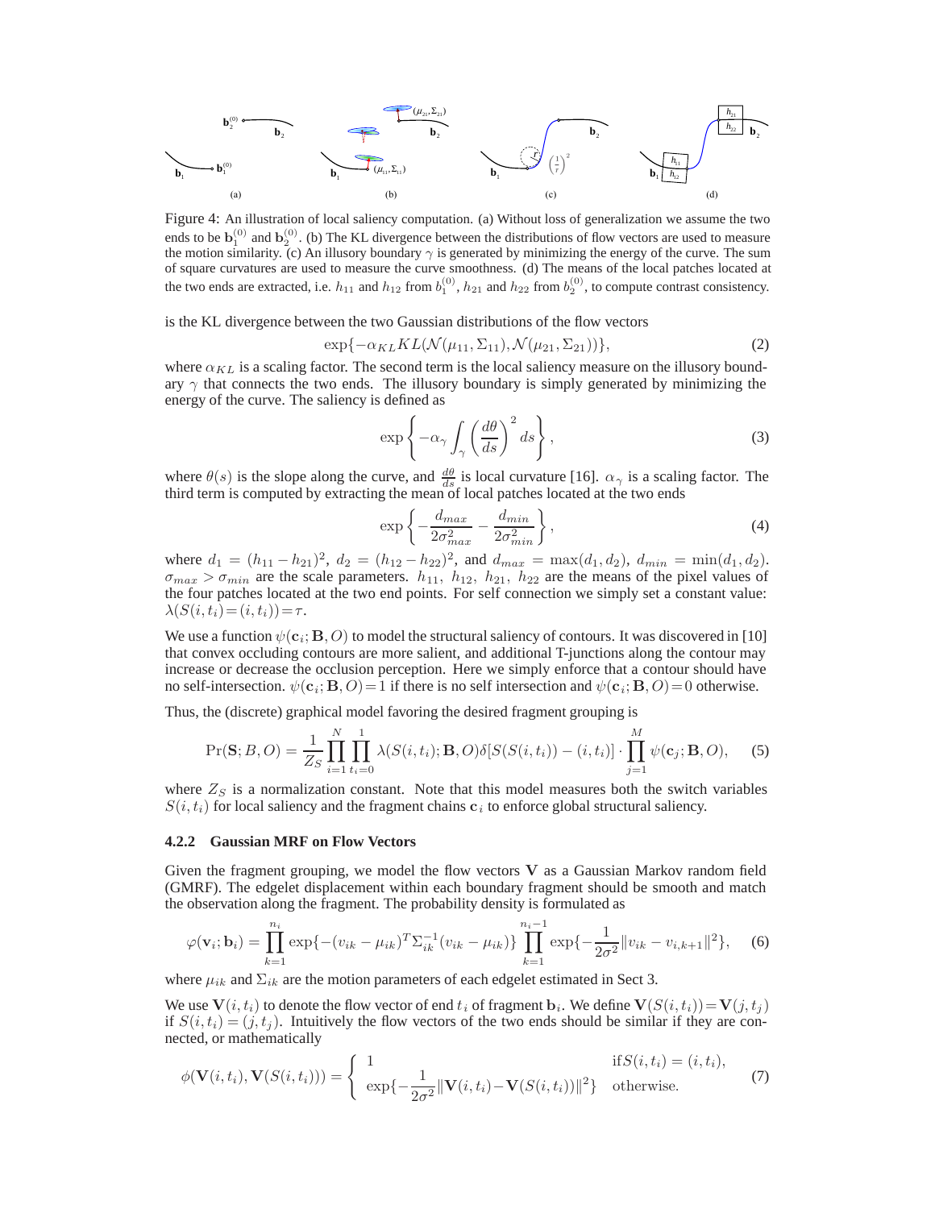Figure 4: An illustration of local saliency computation. (a) Without loss of generalization we assume the two ends to be $\mathbf{b}_1^{(0)}$ and $\mathbf{b}_2^{(0)}$. (b) The KL divergence between the distributions of flow vectors are used to measure the motion similarity. (c) An illusory boundary $\gamma$ is generated by minimizing the energy of the curve. The sum of square curvatures are used to measure the curve smoothness. (d) The means of the local patches located at the two ends are extracted, i.e. $h_{11}$ and $h_{12}$ from $b_1^{(0)}$, $h_{21}$ and $h_{22}$ from $b_2^{(0)}$, to compute contrast consistency.

is the KL divergence between the two Gaussian distributions of the flow vectors

$$\exp\{-\alpha_{KL} KL(\mathcal{N}(\mu_{11}, \Sigma_{11}), \mathcal{N}(\mu_{21}, \Sigma_{21}))\}, \tag{2}$$

where $\alpha_{KL}$ is a scaling factor. The second term is the local saliency measure on the illusory boundary $\gamma$ that connects the two ends. The illusory boundary is simply generated by minimizing the energy of the curve. The saliency is defined as

$$\exp\left\{-\alpha_\gamma \int_\gamma \left(\frac{d\theta}{ds}\right)^2 ds\right\}, \tag{3}$$

where $\theta(s)$ is the slope along the curve, and $\frac{d\theta}{ds}$ is local curvature [16]. $\alpha_\gamma$ is a scaling factor. The third term is computed by extracting the mean of local patches located at the two ends

$$\exp\left\{-\frac{d_{max}}{2\sigma_{max}^2} - \frac{d_{min}}{2\sigma_{min}^2}\right\}, \tag{4}$$

where $d_1 = (h_{11} - h_{21})^2$, $d_2 = (h_{12} - h_{22})^2$, and $d_{max} = \max(d_1, d_2)$, $d_{min} = \min(d_1, d_2)$. $\sigma_{max} > \sigma_{min}$ are the scale parameters. $h_{11}$, $h_{12}$, $h_{21}$, $h_{22}$ are the means of the pixel values of the four patches located at the two end points. For self connection we simply set a constant value: $\lambda(S(i,t_i) = (i,t_i)) = \tau$.

We use a function $\psi(\mathbf{c}_i; \mathbf{B}, O)$ to model the structural saliency of contours. It was discovered in [10] that convex occluding contours are more salient, and additional T-junctions along the contour may increase or decrease the occlusion perception. Here we simply enforce that a contour should have no self-intersection. $\psi(\mathbf{c}_i; \mathbf{B}, O) = 1$ if there is no self intersection and $\psi(\mathbf{c}_i; \mathbf{B}, O) = 0$ otherwise.

Thus, the (discrete) graphical model favoring the desired fragment grouping is

$$\Pr(\mathbf{S}; B, O) = \frac{1}{Z_S} \prod_{i=1}^{N} \prod_{t_i=0}^{1} \lambda(S(i,t_i); \mathbf{B}, O) \delta[S(S(i,t_i)) - (i,t_i)] \cdot \prod_{j=1}^{M} \psi(\mathbf{c}_j; \mathbf{B}, O), \tag{5}$$

where $Z_S$ is a normalization constant. Note that this model measures both the switch variables $S(i,t_i)$ for local saliency and the fragment chains $\mathbf{c}_i$ to enforce global structural saliency.

#### 4.2.2 Gaussian MRF on Flow Vectors

Given the fragment grouping, we model the flow vectors $\mathbf{V}$ as a Gaussian Markov random field (GMRF). The edgelet displacement within each boundary fragment should be smooth and match the observation along the fragment. The probability density is formulated as

$$\varphi(\mathbf{v}_i; \mathbf{b}_i) = \prod_{k=1}^{n_i} \exp\{-(v_{ik} - \mu_{ik})^T \Sigma_{ik}^{-1} (v_{ik} - \mu_{ik})\} \prod_{k=1}^{n_i - 1} \exp\{-\frac{1}{2\sigma^2} \|v_{ik} - v_{i,k+1}\|^2\}, \tag{6}$$

where $\mu_{ik}$ and $\Sigma_{ik}$ are the motion parameters of each edgelet estimated in Sect 3.

We use $\mathbf{V}(i,t_i)$ to denote the flow vector of end $t_i$ of fragment $\mathbf{b}_i$. We define $\mathbf{V}(S(i,t_i)) = \mathbf{V}(j,t_j)$ if $S(i,t_i) = (j,t_j)$. Intuitively the flow vectors of the two ends should be similar if they are connected, or mathematically

$$\phi(\mathbf{V}(i,t_i), \mathbf{V}(S(i,t_i))) = \begin{cases} 1 & \text{if} S(i,t_i) = (i,t_i), \\ \exp\{-\frac{1}{2\sigma^2} \|\mathbf{V}(i,t_i) - \mathbf{V}(S(i,t_i))\|^2\} & \text{otherwise.} \end{cases} \tag{7}$$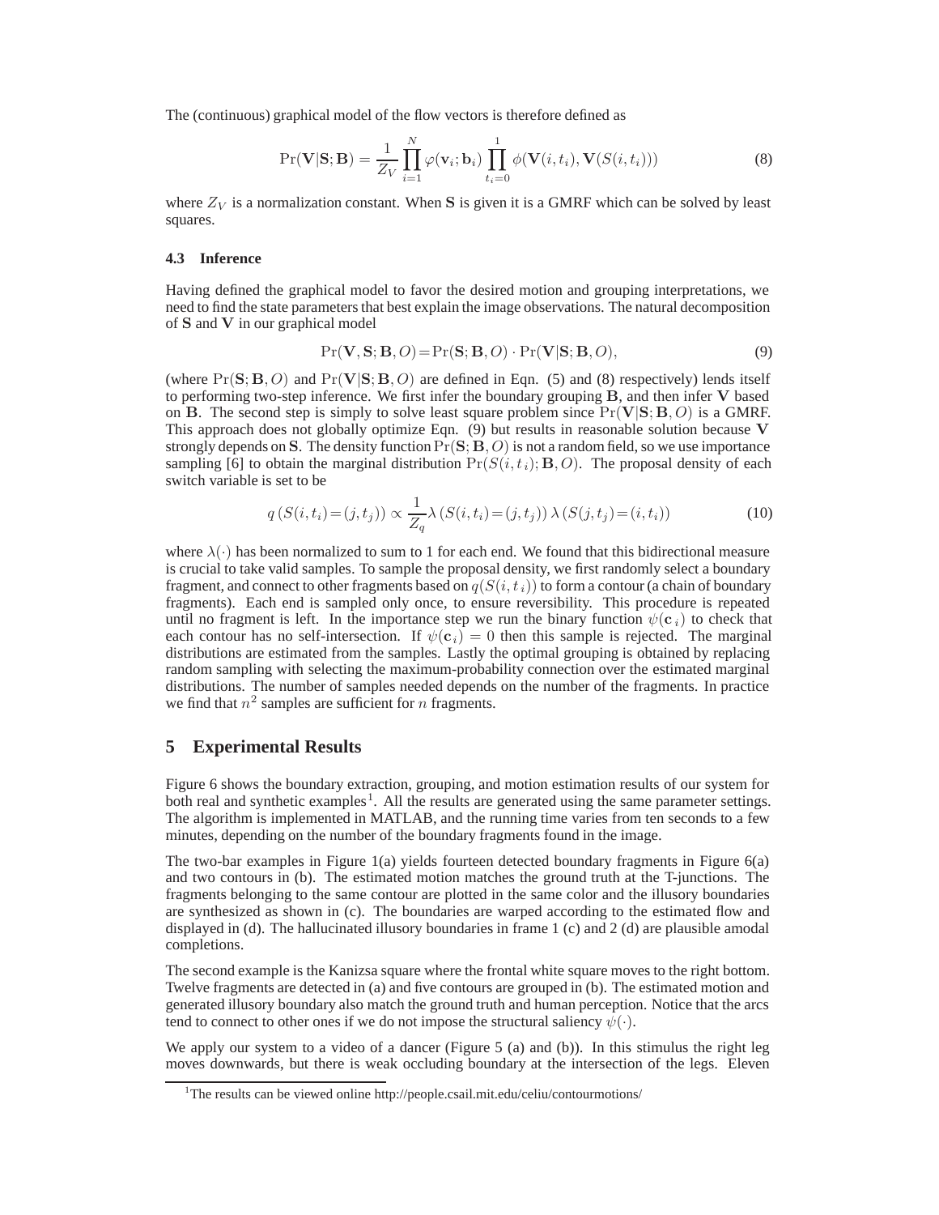The (continuous) graphical model of the flow vectors is therefore defined as

$$\Pr(\mathbf{V}|\mathbf{S};\mathbf{B}) = \frac{1}{Z_V}\prod_{i=1}^{N}\varphi(\mathbf{v}_i;\mathbf{b}_i)\prod_{t_i=0}^{1}\phi(\mathbf{V}(i,t_i),\mathbf{V}(S(i,t_i))) \tag{8}$$

where $Z_V$ is a normalization constant. When $\mathbf{S}$ is given it is a GMRF which can be solved by least squares.

### 4.3 Inference

Having defined the graphical model to favor the desired motion and grouping interpretations, we need to find the state parameters that best explain the image observations. The natural decomposition of $\mathbf{S}$ and $\mathbf{V}$ in our graphical model

$$\Pr(\mathbf{V},\mathbf{S};\mathbf{B},O) = \Pr(\mathbf{S};\mathbf{B},O)\cdot\Pr(\mathbf{V}|\mathbf{S};\mathbf{B},O), \tag{9}$$

(where $\Pr(\mathbf{S};\mathbf{B},O)$ and $\Pr(\mathbf{V}|\mathbf{S};\mathbf{B},O)$ are defined in Eqn. (5) and (8) respectively) lends itself to performing two-step inference. We first infer the boundary grouping $\mathbf{B}$, and then infer $\mathbf{V}$ based on $\mathbf{B}$. The second step is simply to solve least square problem since $\Pr(\mathbf{V}|\mathbf{S};\mathbf{B},O)$ is a GMRF. This approach does not globally optimize Eqn. (9) but results in reasonable solution because $\mathbf{V}$ strongly depends on $\mathbf{S}$. The density function $\Pr(\mathbf{S};\mathbf{B},O)$ is not a random field, so we use importance sampling [6] to obtain the marginal distribution $\Pr(S(i,t_i);\mathbf{B},O)$. The proposal density of each switch variable is set to be

$$q\left(S(i,t_i)=(j,t_j)\right) \propto \frac{1}{Z_q}\lambda\left(S(i,t_i)=(j,t_j)\right)\lambda\left(S(j,t_j)=(i,t_i)\right) \tag{10}$$

where $\lambda(\cdot)$ has been normalized to sum to 1 for each end. We found that this bidirectional measure is crucial to take valid samples. To sample the proposal density, we first randomly select a boundary fragment, and connect to other fragments based on $q(S(i,t_i))$ to form a contour (a chain of boundary fragments). Each end is sampled only once, to ensure reversibility. This procedure is repeated until no fragment is left. In the importance step we run the binary function $\psi(\mathbf{c}_i)$ to check that each contour has no self-intersection. If $\psi(\mathbf{c}_i)=0$ then this sample is rejected. The marginal distributions are estimated from the samples. Lastly the optimal grouping is obtained by replacing random sampling with selecting the maximum-probability connection over the estimated marginal distributions. The number of samples needed depends on the number of the fragments. In practice we find that $n^2$ samples are sufficient for $n$ fragments.

## 5 Experimental Results

Figure 6 shows the boundary extraction, grouping, and motion estimation results of our system for both real and synthetic examples[1]. All the results are generated using the same parameter settings. The algorithm is implemented in MATLAB, and the running time varies from ten seconds to a few minutes, depending on the number of the boundary fragments found in the image.

The two-bar examples in Figure 1(a) yields fourteen detected boundary fragments in Figure 6(a) and two contours in (b). The estimated motion matches the ground truth at the T-junctions. The fragments belonging to the same contour are plotted in the same color and the illusory boundaries are synthesized as shown in (c). The boundaries are warped according to the estimated flow and displayed in (d). The hallucinated illusory boundaries in frame 1 (c) and 2 (d) are plausible amodal completions.

The second example is the Kanizsa square where the frontal white square moves to the right bottom. Twelve fragments are detected in (a) and five contours are grouped in (b). The estimated motion and generated illusory boundary also match the ground truth and human perception. Notice that the arcs tend to connect to other ones if we do not impose the structural saliency $\psi(\cdot)$.

We apply our system to a video of a dancer (Figure 5 (a) and (b)). In this stimulus the right leg moves downwards, but there is weak occluding boundary at the intersection of the legs. Eleven

[1] The results can be viewed online http://people.csail.mit.edu/celiu/contourmotions/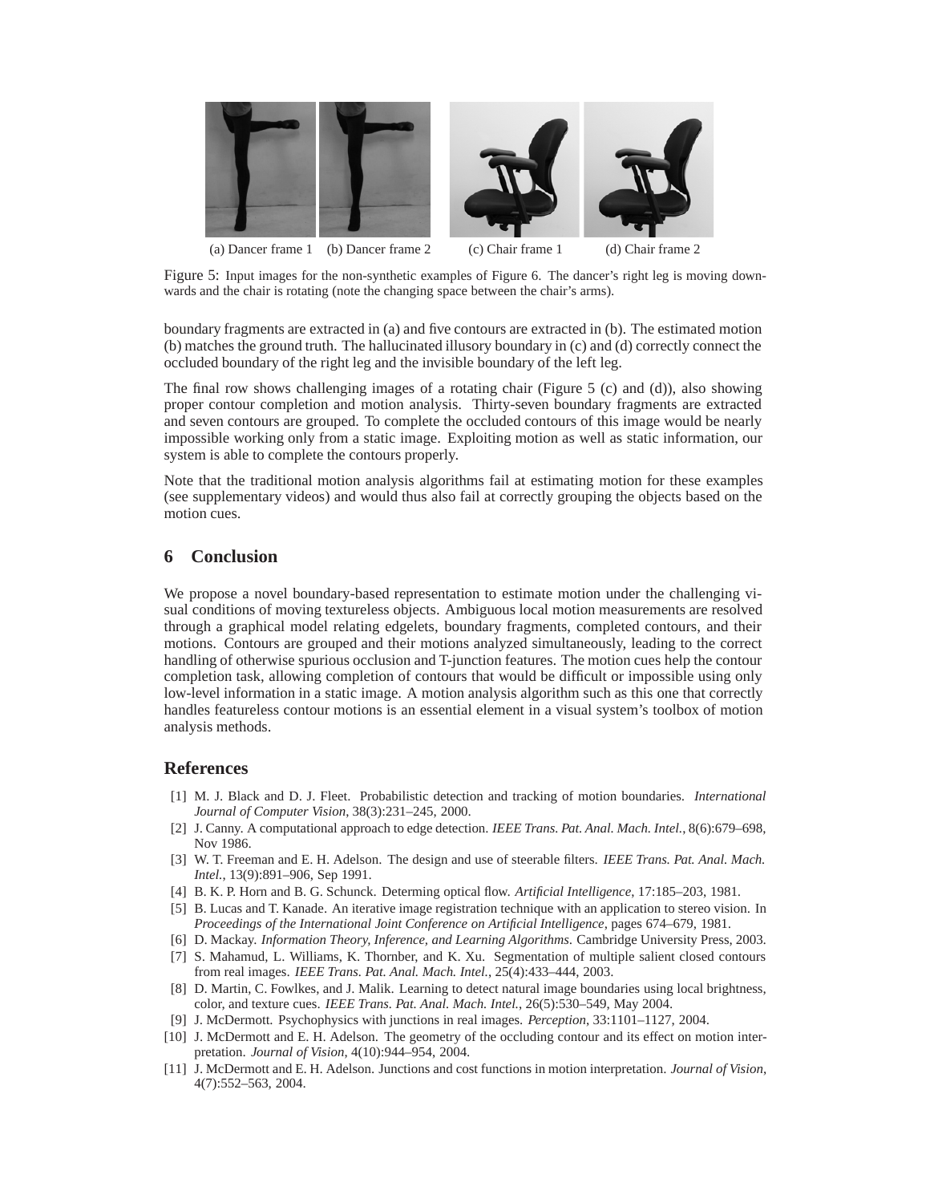(a) Dancer frame 1 (b) Dancer frame 2 (c) Chair frame 1 (d) Chair frame 2

Figure 5: Input images for the non-synthetic examples of Figure 6. The dancer's right leg is moving downwards and the chair is rotating (note the changing space between the chair's arms).

boundary fragments are extracted in (a) and five contours are extracted in (b). The estimated motion (b) matches the ground truth. The hallucinated illusory boundary in (c) and (d) correctly connect the occluded boundary of the right leg and the invisible boundary of the left leg.

The final row shows challenging images of a rotating chair (Figure 5 (c) and (d)), also showing proper contour completion and motion analysis. Thirty-seven boundary fragments are extracted and seven contours are grouped. To complete the occluded contours of this image would be nearly impossible working only from a static image. Exploiting motion as well as static information, our system is able to complete the contours properly.

Note that the traditional motion analysis algorithms fail at estimating motion for these examples (see supplementary videos) and would thus also fail at correctly grouping the objects based on the motion cues.

## 6 Conclusion

We propose a novel boundary-based representation to estimate motion under the challenging visual conditions of moving textureless objects. Ambiguous local motion measurements are resolved through a graphical model relating edgelets, boundary fragments, completed contours, and their motions. Contours are grouped and their motions analyzed simultaneously, leading to the correct handling of otherwise spurious occlusion and T-junction features. The motion cues help the contour completion task, allowing completion of contours that would be difficult or impossible using only low-level information in a static image. A motion analysis algorithm such as this one that correctly handles featureless contour motions is an essential element in a visual system's toolbox of motion analysis methods.

## References

[1] M. J. Black and D. J. Fleet. Probabilistic detection and tracking of motion boundaries. *International Journal of Computer Vision*, 38(3):231–245, 2000.

[2] J. Canny. A computational approach to edge detection. *IEEE Trans. Pat. Anal. Mach. Intel.*, 8(6):679–698, Nov 1986.

[3] W. T. Freeman and E. H. Adelson. The design and use of steerable filters. *IEEE Trans. Pat. Anal. Mach. Intel.*, 13(9):891–906, Sep 1991.

[4] B. K. P. Horn and B. G. Schunck. Determing optical flow. *Artificial Intelligence*, 17:185–203, 1981.

[5] B. Lucas and T. Kanade. An iterative image registration technique with an application to stereo vision. In *Proceedings of the International Joint Conference on Artificial Intelligence*, pages 674–679, 1981.

[6] D. Mackay. *Information Theory, Inference, and Learning Algorithms*. Cambridge University Press, 2003.

[7] S. Mahamud, L. Williams, K. Thornber, and K. Xu. Segmentation of multiple salient closed contours from real images. *IEEE Trans. Pat. Anal. Mach. Intel.*, 25(4):433–444, 2003.

[8] D. Martin, C. Fowlkes, and J. Malik. Learning to detect natural image boundaries using local brightness, color, and texture cues. *IEEE Trans. Pat. Anal. Mach. Intel.*, 26(5):530–549, May 2004.

[9] J. McDermott. Psychophysics with junctions in real images. *Perception*, 33:1101–1127, 2004.

[10] J. McDermott and E. H. Adelson. The geometry of the occluding contour and its effect on motion interpretation. *Journal of Vision*, 4(10):944–954, 2004.

[11] J. McDermott and E. H. Adelson. Junctions and cost functions in motion interpretation. *Journal of Vision*, 4(7):552–563, 2004.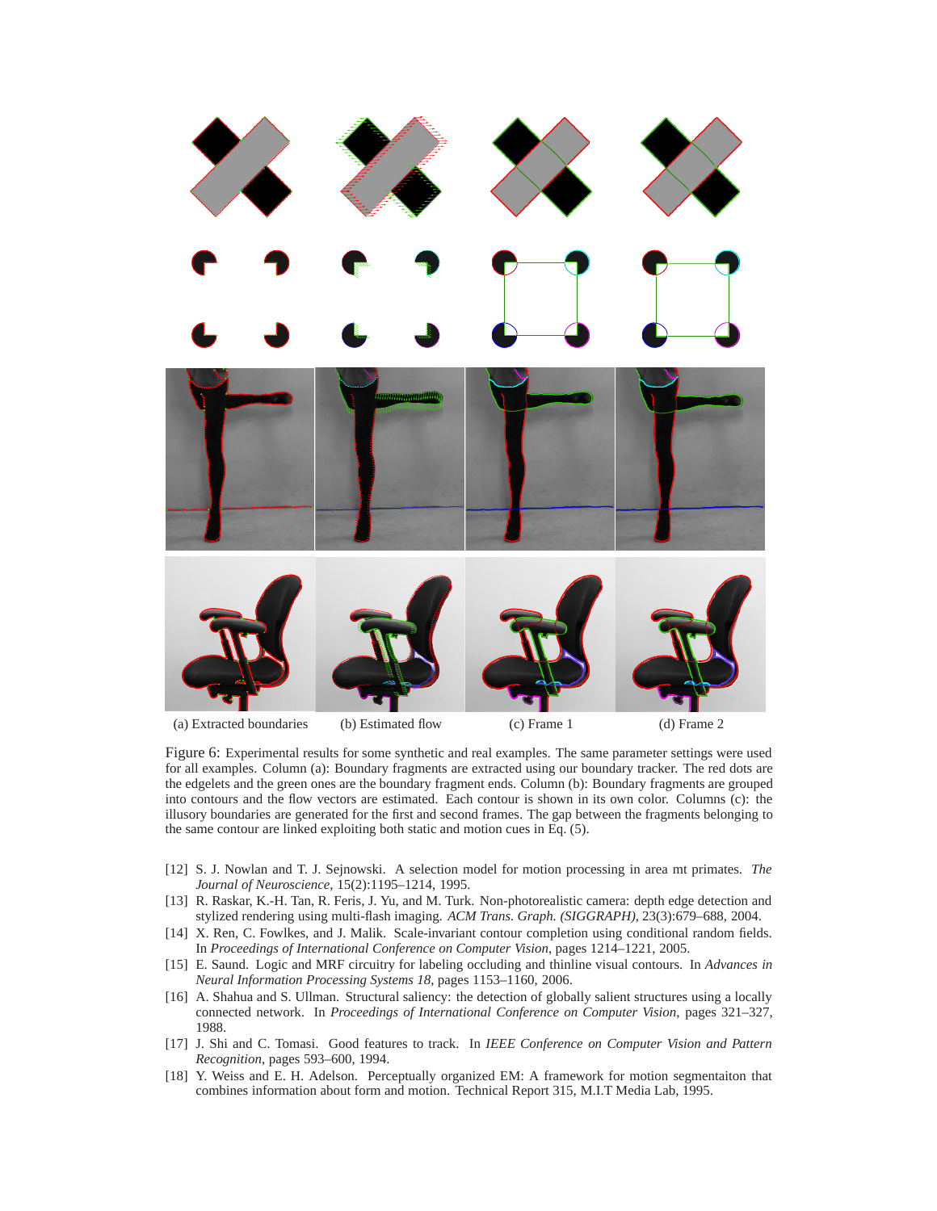(a) Extracted boundaries (b) Estimated flow (c) Frame 1 (d) Frame 2

Figure 6: Experimental results for some synthetic and real examples. The same parameter settings were used for all examples. Column (a): Boundary fragments are extracted using our boundary tracker. The red dots are the edgelets and the green ones are the boundary fragment ends. Column (b): Boundary fragments are grouped into contours and the flow vectors are estimated. Each contour is shown in its own color. Columns (c): the illusory boundaries are generated for the first and second frames. The gap between the fragments belonging to the same contour are linked exploiting both static and motion cues in Eq. (5).

[12] S. J. Nowlan and T. J. Sejnowski. A selection model for motion processing in area mt primates. *The Journal of Neuroscience*, 15(2):1195–1214, 1995.

[13] R. Raskar, K.-H. Tan, R. Feris, J. Yu, and M. Turk. Non-photorealistic camera: depth edge detection and stylized rendering using multi-flash imaging. *ACM Trans. Graph. (SIGGRAPH)*, 23(3):679–688, 2004.

[14] X. Ren, C. Fowlkes, and J. Malik. Scale-invariant contour completion using conditional random fields. In *Proceedings of International Conference on Computer Vision*, pages 1214–1221, 2005.

[15] E. Saund. Logic and MRF circuitry for labeling occluding and thinline visual contours. In *Advances in Neural Information Processing Systems 18*, pages 1153–1160, 2006.

[16] A. Shahua and S. Ullman. Structural saliency: the detection of globally salient structures using a locally connected network. In *Proceedings of International Conference on Computer Vision*, pages 321–327, 1988.

[17] J. Shi and C. Tomasi. Good features to track. In *IEEE Conference on Computer Vision and Pattern Recognition*, pages 593–600, 1994.

[18] Y. Weiss and E. H. Adelson. Perceptually organized EM: A framework for motion segmentaiton that combines information about form and motion. Technical Report 315, M.I.T Media Lab, 1995.